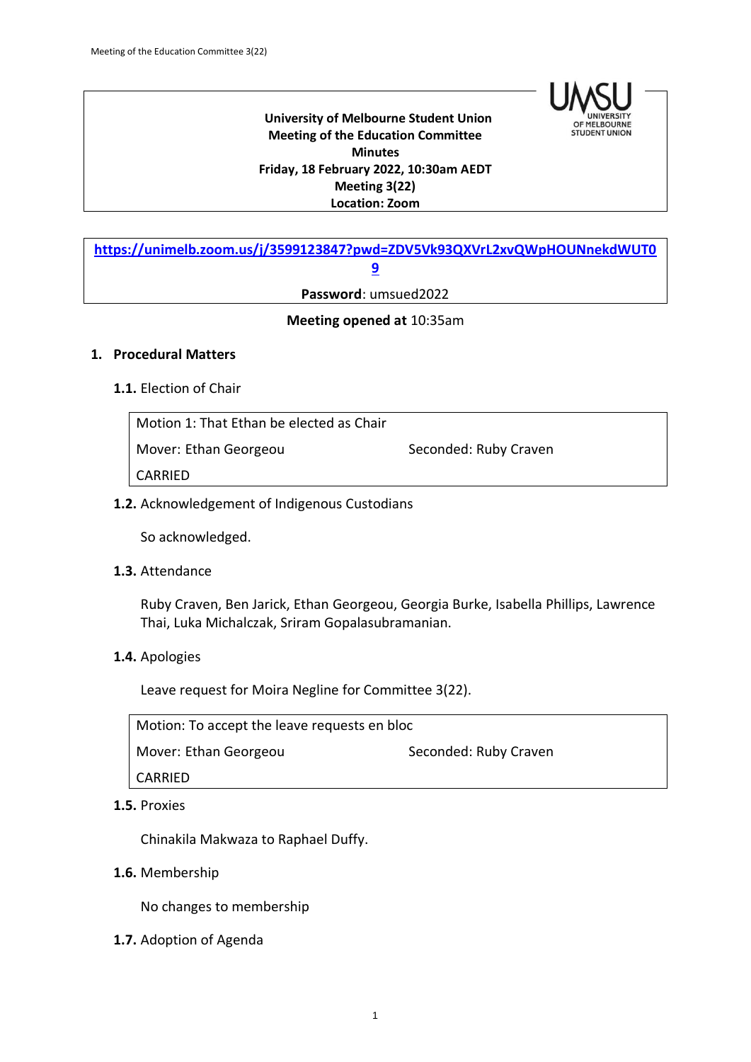**University of Melbourne Student Union**
**Meeting of the Education Committee**
**Minutes**
**Friday, 18 February 2022, 10:30am AEDT**
**Meeting 3(22)**
**Location: Zoom**

**https://unimelb.zoom.us/j/3599123847?pwd=ZDV5Vk93QXVrL2xvQWpHOUNnekdWUT09**

**Password**: umsued2022

**Meeting opened at** 10:35am

## 1. Procedural Matters

### 1.1. Election of Chair

| Motion 1: That Ethan be elected as Chair | |
|---|---|
| Mover: Ethan Georgeou | Seconded: Ruby Craven |
| CARRIED | |

### 1.2. Acknowledgement of Indigenous Custodians

So acknowledged.

### 1.3. Attendance

Ruby Craven, Ben Jarick, Ethan Georgeou, Georgia Burke, Isabella Phillips, Lawrence Thai, Luka Michalczak, Sriram Gopalasubramanian.

### 1.4. Apologies

Leave request for Moira Negline for Committee 3(22).

| Motion: To accept the leave requests en bloc | |
|---|---|
| Mover: Ethan Georgeou | Seconded: Ruby Craven |
| CARRIED | |

### 1.5. Proxies

Chinakila Makwaza to Raphael Duffy.

### 1.6. Membership

No changes to membership

### 1.7. Adoption of Agenda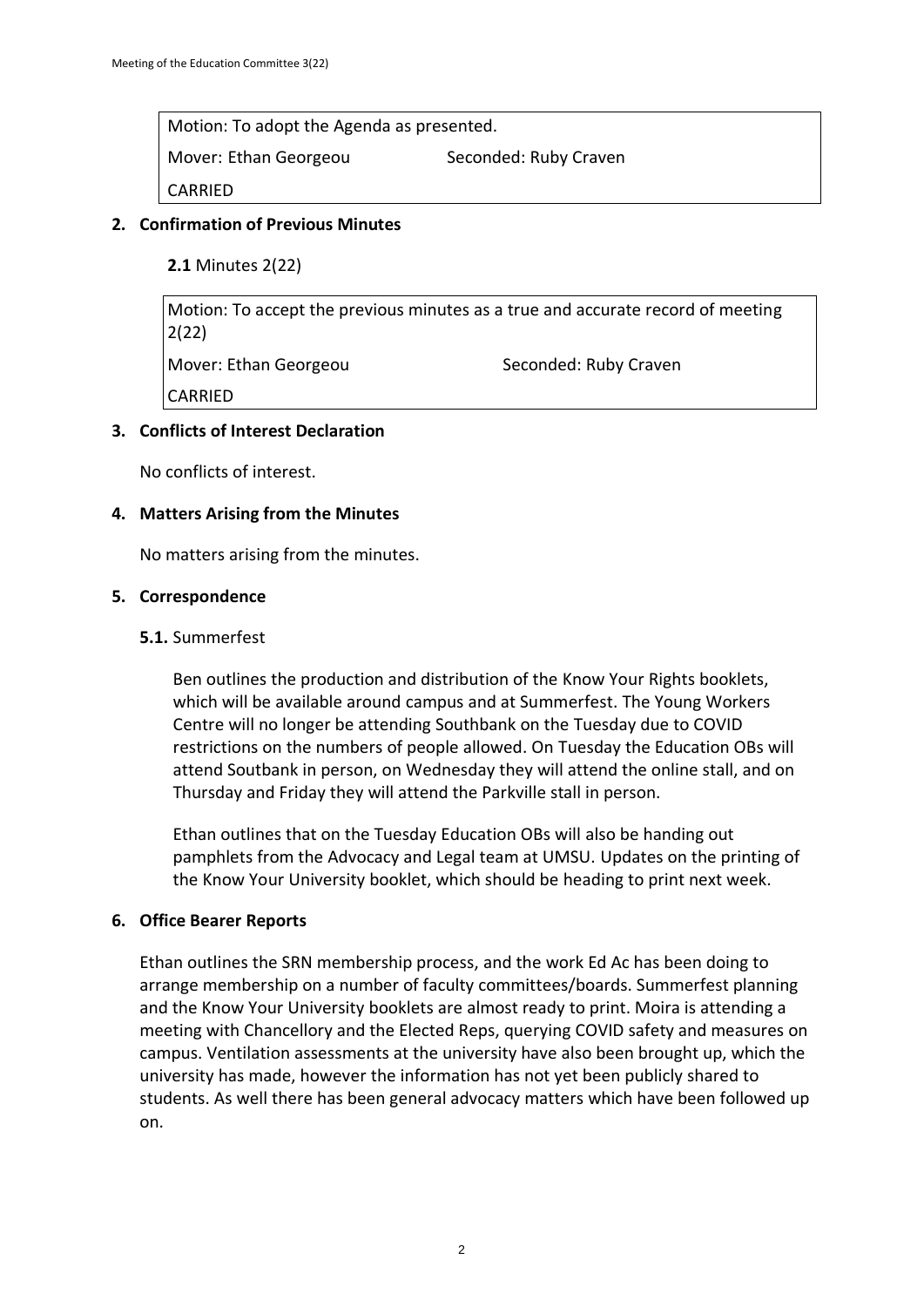Motion: To adopt the Agenda as presented.

Mover: Ethan Georgeou Seconded: Ruby Craven

CARRIED

## 2. Confirmation of Previous Minutes

**2.1** Minutes 2(22)

Motion: To accept the previous minutes as a true and accurate record of meeting 2(22)

Mover: Ethan Georgeou Seconded: Ruby Craven

CARRIED

## 3. Conflicts of Interest Declaration

No conflicts of interest.

## 4. Matters Arising from the Minutes

No matters arising from the minutes.

## 5. Correspondence

**5.1.** Summerfest

Ben outlines the production and distribution of the Know Your Rights booklets, which will be available around campus and at Summerfest. The Young Workers Centre will no longer be attending Southbank on the Tuesday due to COVID restrictions on the numbers of people allowed. On Tuesday the Education OBs will attend Soutbank in person, on Wednesday they will attend the online stall, and on Thursday and Friday they will attend the Parkville stall in person.

Ethan outlines that on the Tuesday Education OBs will also be handing out pamphlets from the Advocacy and Legal team at UMSU. Updates on the printing of the Know Your University booklet, which should be heading to print next week.

## 6. Office Bearer Reports

Ethan outlines the SRN membership process, and the work Ed Ac has been doing to arrange membership on a number of faculty committees/boards. Summerfest planning and the Know Your University booklets are almost ready to print. Moira is attending a meeting with Chancellory and the Elected Reps, querying COVID safety and measures on campus. Ventilation assessments at the university have also been brought up, which the university has made, however the information has not yet been publicly shared to students. As well there has been general advocacy matters which have been followed up on.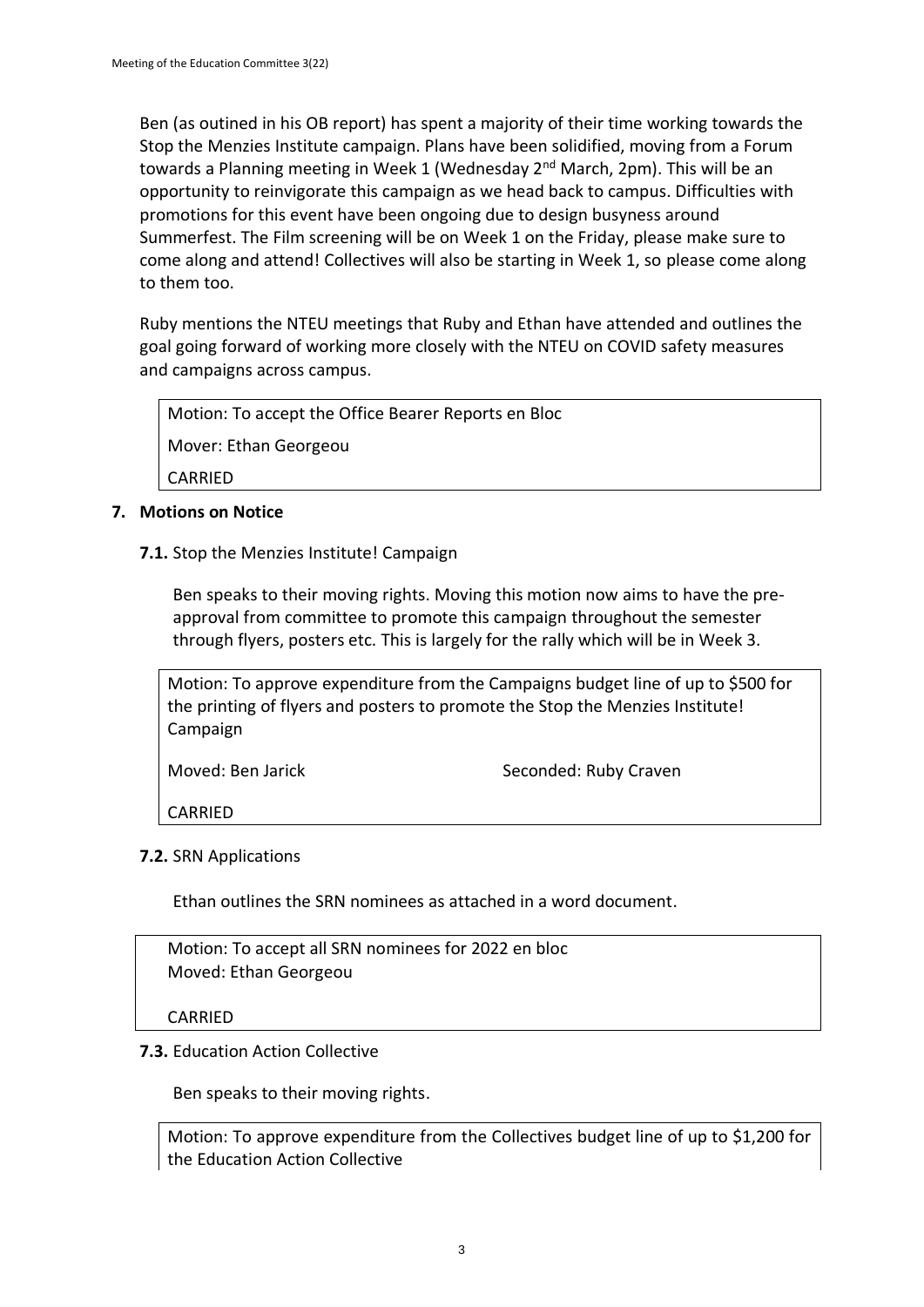Ben (as outined in his OB report) has spent a majority of their time working towards the Stop the Menzies Institute campaign. Plans have been solidified, moving from a Forum towards a Planning meeting in Week 1 (Wednesday 2nd March, 2pm). This will be an opportunity to reinvigorate this campaign as we head back to campus. Difficulties with promotions for this event have been ongoing due to design busyness around Summerfest. The Film screening will be on Week 1 on the Friday, please make sure to come along and attend! Collectives will also be starting in Week 1, so please come along to them too.

Ruby mentions the NTEU meetings that Ruby and Ethan have attended and outlines the goal going forward of working more closely with the NTEU on COVID safety measures and campaigns across campus.

> Motion: To accept the Office Bearer Reports en Bloc
>
> Mover: Ethan Georgeou
>
> CARRIED

## 7. Motions on Notice

**7.1.** Stop the Menzies Institute! Campaign

Ben speaks to their moving rights. Moving this motion now aims to have the pre-approval from committee to promote this campaign throughout the semester through flyers, posters etc. This is largely for the rally which will be in Week 3.

> Motion: To approve expenditure from the Campaigns budget line of up to $500 for the printing of flyers and posters to promote the Stop the Menzies Institute! Campaign
>
> Moved: Ben Jarick Seconded: Ruby Craven
>
> CARRIED

**7.2.** SRN Applications

Ethan outlines the SRN nominees as attached in a word document.

> Motion: To accept all SRN nominees for 2022 en bloc
> Moved: Ethan Georgeou
>
> CARRIED

**7.3.** Education Action Collective

Ben speaks to their moving rights.

> Motion: To approve expenditure from the Collectives budget line of up to $1,200 for the Education Action Collective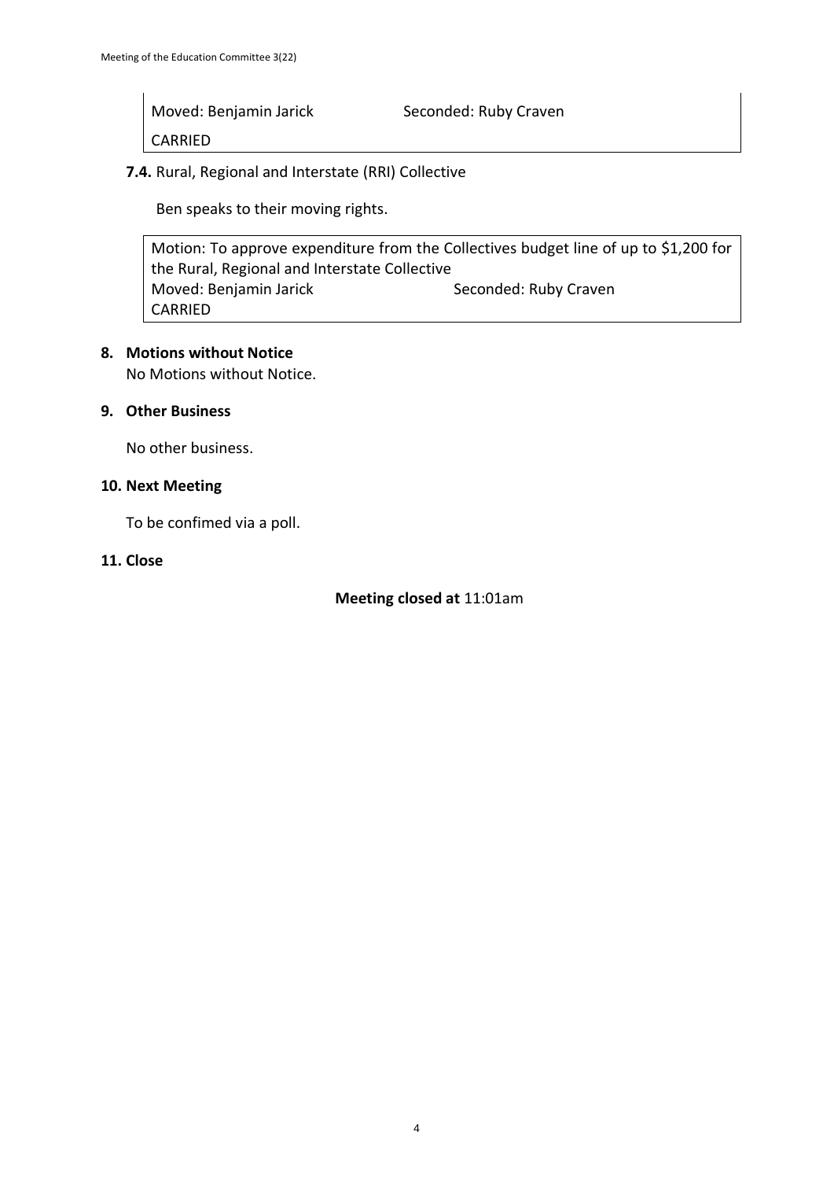Moved: Benjamin Jarick Seconded: Ruby Craven

CARRIED

**7.4.** Rural, Regional and Interstate (RRI) Collective

Ben speaks to their moving rights.

Motion: To approve expenditure from the Collectives budget line of up to $1,200 for the Rural, Regional and Interstate Collective
Moved: Benjamin Jarick Seconded: Ruby Craven
CARRIED

**8. Motions without Notice**

No Motions without Notice.

**9. Other Business**

No other business.

**10. Next Meeting**

To be confimed via a poll.

**11. Close**

**Meeting closed at** 11:01am